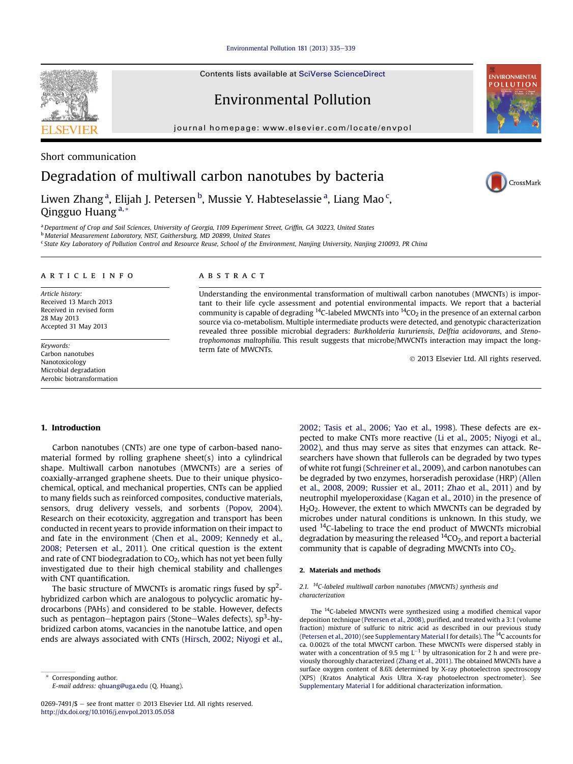Short communication

# Degradation of multiwall carbon nanotubes by bacteria

Liwen Zhang [a], Elijah J. Petersen [b], Mussie Y. Habteselassie [a], Liang Mao [c], Qingguo Huang [a,*]

[a] Department of Crop and Soil Sciences, University of Georgia, 1109 Experiment Street, Griffin, GA 30223, United States
[b] Material Measurement Laboratory, NIST, Gaithersburg, MD 20899, United States
[c] State Key Laboratory of Pollution Control and Resource Reuse, School of the Environment, Nanjing University, Nanjing 210093, PR China

**ARTICLE INFO**

*Article history:*
Received 13 March 2013
Received in revised form 28 May 2013
Accepted 31 May 2013

*Keywords:*
Carbon nanotubes
Nanotoxicology
Microbial degradation
Aerobic biotransformation

**ABSTRACT**

Understanding the environmental transformation of multiwall carbon nanotubes (MWCNTs) is important to their life cycle assessment and potential environmental impacts. We report that a bacterial community is capable of degrading $^{14}$C-labeled MWCNTs into $^{14}CO_2$ in the presence of an external carbon source via co-metabolism. Multiple intermediate products were detected, and genotypic characterization revealed three possible microbial degraders: *Burkholderia kururiensis*, *Delftia acidovorans*, and *Stenotrophomonas maltophilia*. This result suggests that microbe/MWCNTs interaction may impact the long-term fate of MWCNTs.

© 2013 Elsevier Ltd. All rights reserved.

## 1. Introduction

Carbon nanotubes (CNTs) are one type of carbon-based nanomaterial formed by rolling graphene sheet(s) into a cylindrical shape. Multiwall carbon nanotubes (MWCNTs) are a series of coaxially-arranged graphene sheets. Due to their unique physicochemical, optical, and mechanical properties, CNTs can be applied to many fields such as reinforced composites, conductive materials, sensors, drug delivery vessels, and sorbents (Popov, 2004). Research on their ecotoxicity, aggregation and transport has been conducted in recent years to provide information on their impact to and fate in the environment (Chen et al., 2009; Kennedy et al., 2008; Petersen et al., 2011). One critical question is the extent and rate of CNT biodegradation to $CO_2$, which has not yet been fully investigated due to their high chemical stability and challenges with CNT quantification.

The basic structure of MWCNTs is aromatic rings fused by sp$^2$-hybridized carbon which are analogous to polycyclic aromatic hydrocarbons (PAHs) and considered to be stable. However, defects such as pentagon–heptagon pairs (Stone–Wales defects), sp$^3$-hybridized carbon atoms, vacancies in the nanotube lattice, and open ends are always associated with CNTs (Hirsch, 2002; Niyogi et al., 2002; Tasis et al., 2006; Yao et al., 1998). These defects are expected to make CNTs more reactive (Li et al., 2005; Niyogi et al., 2002), and thus may serve as sites that enzymes can attack. Researchers have shown that fullerols can be degraded by two types of white rot fungi (Schreiner et al., 2009), and carbon nanotubes can be degraded by two enzymes, horseradish peroxidase (HRP) (Allen et al., 2008, 2009; Russier et al., 2011; Zhao et al., 2011) and by neutrophil myeloperoxidase (Kagan et al., 2010) in the presence of $H_2O_2$. However, the extent to which MWCNTs can be degraded by microbes under natural conditions is unknown. In this study, we used $^{14}$C-labeling to trace the end product of MWCNTs microbial degradation by measuring the released $^{14}CO_2$, and report a bacterial community that is capable of degrading MWCNTs into $CO_2$.

## 2. Materials and methods

### 2.1. $^{14}$C-labeled multiwall carbon nanotubes (MWCNTs) synthesis and characterization

The $^{14}$C-labeled MWCNTs were synthesized using a modified chemical vapor deposition technique (Petersen et al., 2008), purified, and treated with a 3:1 (volume fraction) mixture of sulfuric to nitric acid as described in our previous study (Petersen et al., 2010) (see Supplementary Material I for details). The $^{14}$C accounts for ca. 0.002% of the total MWCNT carbon. These MWCNTs were dispersed stably in water with a concentration of 9.5 mg L$^{-1}$ by ultrasonication for 2 h and were previously thoroughly characterized (Zhang et al., 2011). The obtained MWCNTs have a surface oxygen content of 8.6% determined by X-ray photoelectron spectroscopy (XPS) (Kratos Analytical Axis Ultra X-ray photoelectron spectrometer). See Supplementary Material I for additional characterization information.

\* Corresponding author.
E-mail address: qhuang@uga.edu (Q. Huang).

0269-7491/$ – see front matter © 2013 Elsevier Ltd. All rights reserved.
http://dx.doi.org/10.1016/j.envpol.2013.05.058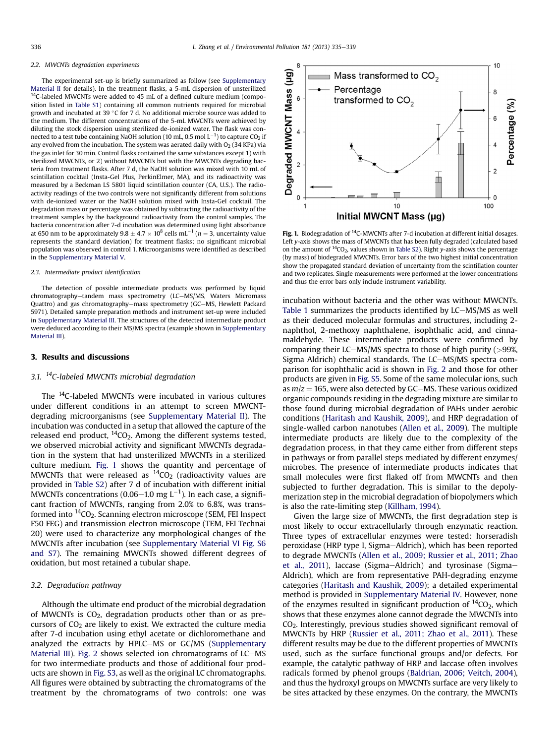### 2.2. MWCNTs degradation experiments

The experimental set-up is briefly summarized as follow (see Supplementary Material II for details). In the treatment flasks, a 5-mL dispersion of unsterilized $^{14}$C-labeled MWCNTs were added to 45 mL of a defined culture medium (composition listed in Table S1) containing all common nutrients required for microbial growth and incubated at 39 °C for 7 d. No additional microbe source was added to the medium. The different concentrations of the 5-mL MWCNTs were achieved by diluting the stock dispersion using sterilized de-ionized water. The flask was connected to a test tube containing NaOH solution (10 mL, 0.5 mol $L^{-1}$) to capture $CO_2$ if any evolved from the incubation. The system was aerated daily with $O_2$ (34 KPa) via the gas inlet for 30 min. Control flasks contained the same substances except 1) with sterilized MWCNTs, or 2) without MWCNTs but with the MWCNTs degrading bacteria from treatment flasks. After 7 d, the NaOH solution was mixed with 10 mL of scintillation cocktail (Insta-Gel Plus, PerkinElmer, MA), and its radioactivity was measured by a Beckman LS 5801 liquid scintillation counter (CA, U.S.). The radioactivity readings of the two controls were not significantly different from solutions with de-ionized water or the NaOH solution mixed with Insta-Gel cocktail. The degradation mass or percentage was obtained by subtracting the radioactivity of the treatment samples by the background radioactivity from the control samples. The bacteria concentration after 7-d incubation was determined using light absorbance at 650 nm to be approximately $9.8 \pm 4.7 \times 10^8$ cells $mL^{-1}$ ($n = 3$, uncertainty value represents the standard deviation) for treatment flasks; no significant microbial population was observed in control 1. Microorganisms were identified as described in the Supplementary Material V.

### 2.3. Intermediate product identification

The detection of possible intermediate products was performed by liquid chromatography–tandem mass spectrometry (LC–MS/MS, Waters Micromass Quattro) and gas chromatography–mass spectrometry (GC–MS, Hewlett Packard 5971). Detailed sample preparation methods and instrument set-up were included in Supplementary Material III. The structures of the detected intermediate product were deduced according to their MS/MS spectra (example shown in Supplementary Material III).

## 3. Results and discussions

### 3.1. $^{14}$C-labeled MWCNTs microbial degradation

The $^{14}$C-labeled MWCNTs were incubated in various cultures under different conditions in an attempt to screen MWCNT-degrading microorganisms (see Supplementary Material II). The incubation was conducted in a setup that allowed the capture of the released end product, $^{14}CO_2$. Among the different systems tested, we observed microbial activity and significant MWCNTs degradation in the system that had unsterilized MWCNTs in a sterilized culture medium. Fig. 1 shows the quantity and percentage of MWCNTs that were released as $^{14}CO_2$ (radioactivity values are provided in Table S2) after 7 d of incubation with different initial MWCNTs concentrations (0.06–1.0 mg $L^{-1}$). In each case, a significant fraction of MWCNTs, ranging from 2.0% to 6.8%, was transformed into $^{14}CO_2$. Scanning electron microscope (SEM, FEI Inspect F50 FEG) and transmission electron microscope (TEM, FEI Technai 20) were used to characterize any morphological changes of the MWCNTs after incubation (see Supplementary Material VI Fig. S6 and S7). The remaining MWCNTs showed different degrees of oxidation, but most retained a tubular shape.

**Fig. 1.** Biodegradation of $^{14}$C-MWCNTs after 7-d incubation at different initial dosages. Left y-axis shows the mass of MWCNTs that has been fully degraded (calculated based on the amount of $^{14}CO_2$, values shown in Table S2). Right y-axis shows the percentage (by mass) of biodegraded MWCNTs. Error bars of the two highest initial concentration show the propagated standard deviation of uncertainty from the scintillation counter and two replicates. Single measurements were performed at the lower concentrations and thus the error bars only include instrument variability.

### 3.2. Degradation pathway

Although the ultimate end product of the microbial degradation of MWCNTs is $CO_2$, degradation products other than or as precursors of $CO_2$ are likely to exist. We extracted the culture media after 7-d incubation using ethyl acetate or dichloromethane and analyzed the extracts by HPLC–MS or GC/MS (Supplementary Material III). Fig. 2 shows selected ion chromatograms of LC–MS for two intermediate products and those of additional four products are shown in Fig. S3, as well as the original LC chromatographs. All figures were obtained by subtracting the chromatograms of the treatment by the chromatograms of two controls: one was incubation without bacteria and the other was without MWCNTs. Table 1 summarizes the products identified by LC–MS/MS as well as their deduced molecular formulas and structures, including 2-naphthol, 2-methoxy naphthalene, isophthalic acid, and cinnamaldehyde. These intermediate products were confirmed by comparing their LC–MS/MS spectra to those of high purity (>99%, Sigma Aldrich) chemical standards. The LC–MS/MS spectra comparison for isophthalic acid is shown in Fig. 2 and those for other products are given in Fig. S5. Some of the same molecular ions, such as $m/z = 165$, were also detected by GC–MS. These various oxidized organic compounds residing in the degrading mixture are similar to those found during microbial degradation of PAHs under aerobic conditions (Haritash and Kaushik, 2009), and HRP degradation of single-walled carbon nanotubes (Allen et al., 2009). The multiple intermediate products are likely due to the complexity of the degradation process, in that they came either from different steps in pathways or from parallel steps mediated by different enzymes/microbes. The presence of intermediate products indicates that small molecules were first flaked off from MWCNTs and then subjected to further degradation. This is similar to the depolymerization step in the microbial degradation of biopolymers which is also the rate-limiting step (Killham, 1994).

Given the large size of MWCNTs, the first degradation step is most likely to occur extracellularly through enzymatic reaction. Three types of extracellular enzymes were tested: horseradish peroxidase (HRP type I, Sigma–Aldrich), which has been reported to degrade MWCNTs (Allen et al., 2009; Russier et al., 2011; Zhao et al., 2011), laccase (Sigma–Aldrich) and tyrosinase (Sigma–Aldrich), which are from representative PAH-degrading enzyme categories (Haritash and Kaushik, 2009); a detailed experimental method is provided in Supplementary Material IV. However, none of the enzymes resulted in significant production of $^{14}CO_2$, which shows that these enzymes alone cannot degrade the MWCNTs into $CO_2$. Interestingly, previous studies showed significant removal of MWCNTs by HRP (Russier et al., 2011; Zhao et al., 2011). These different results may be due to the different properties of MWCNTs used, such as the surface functional groups and/or defects. For example, the catalytic pathway of HRP and laccase often involves radicals formed by phenol groups (Baldrian, 2006; Veitch, 2004), and thus the hydroxyl groups on MWCNTs surface are very likely to be sites attacked by these enzymes. On the contrary, the MWCNTs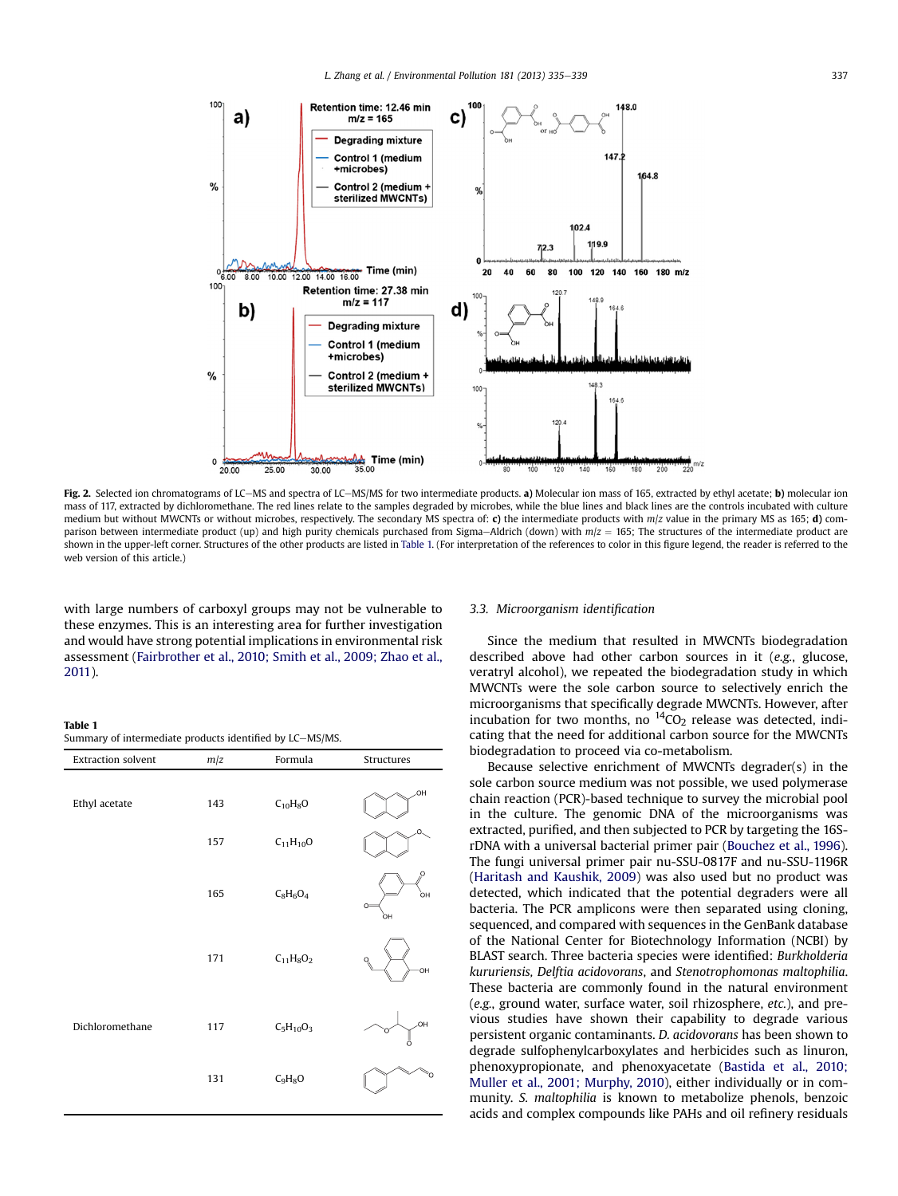Fig. 2. Selected ion chromatograms of LC–MS and spectra of LC–MS/MS for two intermediate products. **a)** Molecular ion mass of 165, extracted by ethyl acetate; **b)** molecular ion mass of 117, extracted by dichloromethane. The red lines relate to the samples degraded by microbes, while the blue lines and black lines are the controls incubated with culture medium but without MWCNTs or without microbes, respectively. The secondary MS spectra of: **c)** the intermediate products with *m*/*z* value in the primary MS as 165; **d)** comparison between intermediate product (up) and high purity chemicals purchased from Sigma–Aldrich (down) with *m*/*z* = 165; The structures of the intermediate product are shown in the upper-left corner. Structures of the other products are listed in Table 1. (For interpretation of the references to color in this figure legend, the reader is referred to the web version of this article.)

with large numbers of carboxyl groups may not be vulnerable to these enzymes. This is an interesting area for further investigation and would have strong potential implications in environmental risk assessment (Fairbrother et al., 2010; Smith et al., 2009; Zhao et al., 2011).

**Table 1**
Summary of intermediate products identified by LC–MS/MS.

| Extraction solvent | *m*/*z* | Formula | Structures |
|---|---|---|---|
| Ethyl acetate | 143 | $C_{10}H_8O$ | |
| | 157 | $C_{11}H_{10}O$ | |
| | 165 | $C_8H_6O_4$ | |
| | 171 | $C_{11}H_8O_2$ | |
| Dichloromethane | 117 | $C_5H_{10}O_3$ | |
| | 131 | $C_9H_8O$ | |

### 3.3. Microorganism identification

Since the medium that resulted in MWCNTs biodegradation described above had other carbon sources in it (*e.g.*, glucose, veratryl alcohol), we repeated the biodegradation study in which MWCNTs were the sole carbon source to selectively enrich the microorganisms that specifically degrade MWCNTs. However, after incubation for two months, no $^{14}CO_2$ release was detected, indicating that the need for additional carbon source for the MWCNTs biodegradation to proceed via co-metabolism.

Because selective enrichment of MWCNTs degrader(s) in the sole carbon source medium was not possible, we used polymerase chain reaction (PCR)-based technique to survey the microbial pool in the culture. The genomic DNA of the microorganisms was extracted, purified, and then subjected to PCR by targeting the 16S-rDNA with a universal bacterial primer pair (Bouchez et al., 1996). The fungi universal primer pair nu-SSU-0817F and nu-SSU-1196R (Haritash and Kaushik, 2009) was also used but no product was detected, which indicated that the potential degraders were all bacteria. The PCR amplicons were then separated using cloning, sequenced, and compared with sequences in the GenBank database of the National Center for Biotechnology Information (NCBI) by BLAST search. Three bacteria species were identified: *Burkholderia kururiensis*, *Delftia acidovorans*, and *Stenotrophomonas maltophilia*. These bacteria are commonly found in the natural environment (*e.g.*, ground water, surface water, soil rhizosphere, *etc.*), and previous studies have shown their capability to degrade various persistent organic contaminants. *D. acidovorans* has been shown to degrade sulfophenylcarboxylates and herbicides such as linuron, phenoxypropionate, and phenoxyacetate (Bastida et al., 2010; Muller et al., 2001; Murphy, 2010), either individually or in community. *S. maltophilia* is known to metabolize phenols, benzoic acids and complex compounds like PAHs and oil refinery residuals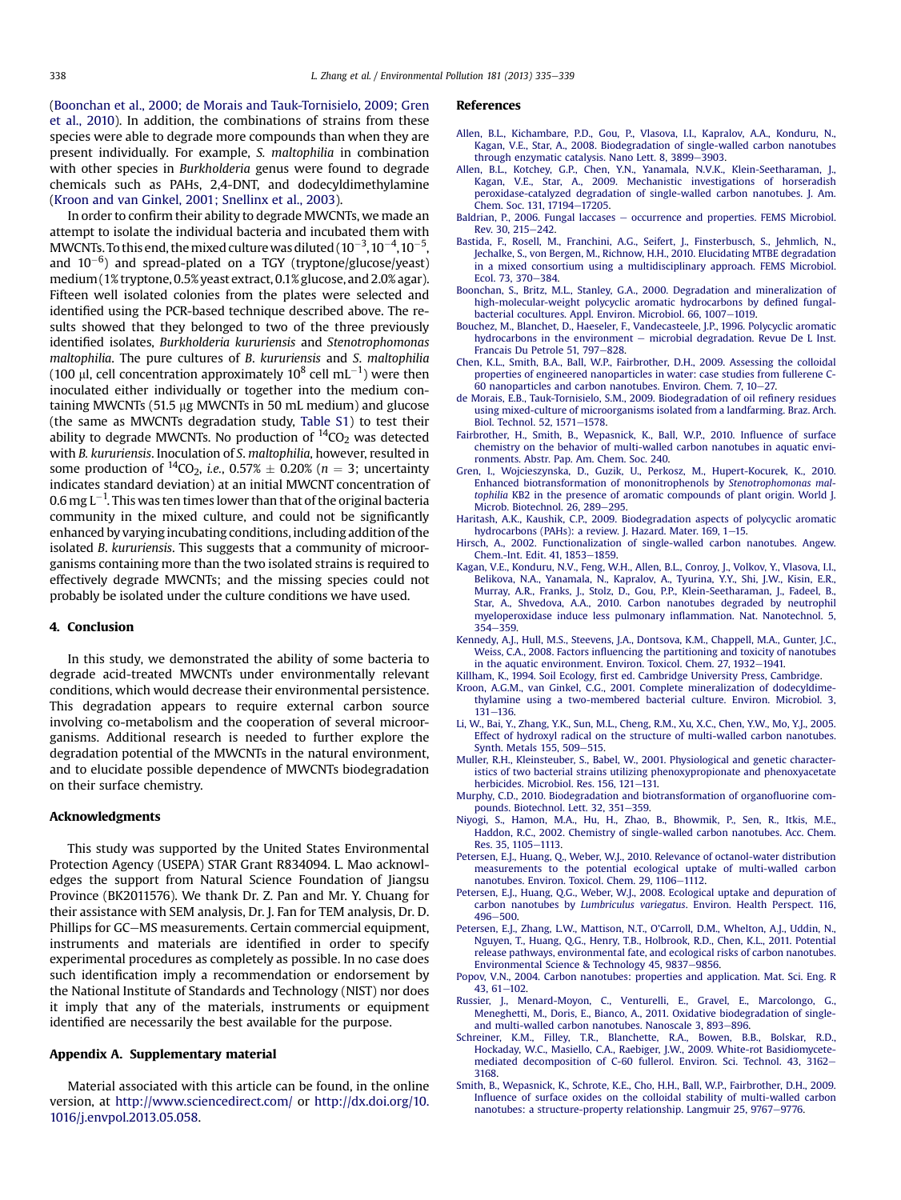(Boonchan et al., 2000; de Morais and Tauk-Tornisielo, 2009; Gren et al., 2010). In addition, the combinations of strains from these species were able to degrade more compounds than when they are present individually. For example, *S. maltophilia* in combination with other species in *Burkholderia* genus were found to degrade chemicals such as PAHs, 2,4-DNT, and dodecyldimethylamine (Kroon and van Ginkel, 2001; Snellinx et al., 2003).

In order to confirm their ability to degrade MWCNTs, we made an attempt to isolate the individual bacteria and incubated them with MWCNTs. To this end, the mixed culture was diluted ($10^{-3}$, $10^{-4}$, $10^{-5}$, and $10^{-6}$) and spread-plated on a TGY (tryptone/glucose/yeast) medium (1% tryptone, 0.5% yeast extract, 0.1% glucose, and 2.0% agar). Fifteen well isolated colonies from the plates were selected and identified using the PCR-based technique described above. The results showed that they belonged to two of the three previously identified isolates, *Burkholderia kururiensis* and *Stenotrophomonas maltophilia*. The pure cultures of *B. kururiensis* and *S. maltophilia* (100 μl, cell concentration approximately $10^8$ cell $mL^{-1}$) were then inoculated either individually or together into the medium containing MWCNTs (51.5 μg MWCNTs in 50 mL medium) and glucose (the same as MWCNTs degradation study, Table S1) to test their ability to degrade MWCNTs. No production of $^{14}CO_2$ was detected with *B. kururiensis*. Inoculation of *S. maltophilia*, however, resulted in some production of $^{14}CO_2$, *i.e.*, 0.57% ± 0.20% ($n = 3$; uncertainty indicates standard deviation) at an initial MWCNT concentration of 0.6 mg $L^{-1}$. This was ten times lower than that of the original bacteria community in the mixed culture, and could not be significantly enhanced by varying incubating conditions, including addition of the isolated *B. kururiensis*. This suggests that a community of microorganisms containing more than the two isolated strains is required to effectively degrade MWCNTs; and the missing species could not probably be isolated under the culture conditions we have used.

## 4. Conclusion

In this study, we demonstrated the ability of some bacteria to degrade acid-treated MWCNTs under environmentally relevant conditions, which would decrease their environmental persistence. This degradation appears to require external carbon source involving co-metabolism and the cooperation of several microorganisms. Additional research is needed to further explore the degradation potential of the MWCNTs in the natural environment, and to elucidate possible dependence of MWCNTs biodegradation on their surface chemistry.

## Acknowledgments

This study was supported by the United States Environmental Protection Agency (USEPA) STAR Grant R834094. L. Mao acknowledges the support from Natural Science Foundation of Jiangsu Province (BK2011576). We thank Dr. Z. Pan and Mr. Y. Chuang for their assistance with SEM analysis, Dr. J. Fan for TEM analysis, Dr. D. Phillips for GC–MS measurements. Certain commercial equipment, instruments and materials are identified in order to specify experimental procedures as completely as possible. In no case does such identification imply a recommendation or endorsement by the National Institute of Standards and Technology (NIST) nor does it imply that any of the materials, instruments or equipment identified are necessarily the best available for the purpose.

## Appendix A. Supplementary material

Material associated with this article can be found, in the online version, at http://www.sciencedirect.com/ or http://dx.doi.org/10.1016/j.envpol.2013.05.058.

## References

Allen, B.L., Kichambare, P.D., Gou, P., Vlasova, I.I., Kapralov, A.A., Konduru, N., Kagan, V.E., Star, A., 2008. Biodegradation of single-walled carbon nanotubes through enzymatic catalysis. Nano Lett. 8, 3899–3903.

Allen, B.L., Kotchey, G.P., Chen, Y.N., Yanamala, N.V.K., Klein-Seetharaman, J., Kagan, V.E., Star, A., 2009. Mechanistic investigations of horseradish peroxidase-catalyzed degradation of single-walled carbon nanotubes. J. Am. Chem. Soc. 131, 17194–17205.

Baldrian, P., 2006. Fungal laccases – occurrence and properties. FEMS Microbiol. Rev. 30, 215–242.

Bastida, F., Rosell, M., Franchini, A.G., Seifert, J., Finsterbusch, S., Jehmlich, N., Jechalke, S., von Bergen, M., Richnow, H.H., 2010. Elucidating MTBE degradation in a mixed consortium using a multidisciplinary approach. FEMS Microbiol. Ecol. 73, 370–384.

Boonchan, S., Britz, M.L., Stanley, G.A., 2000. Degradation and mineralization of high-molecular-weight polycyclic aromatic hydrocarbons by defined fungal-bacterial cocultures. Appl. Environ. Microbiol. 66, 1007–1019.

Bouchez, M., Blanchet, D., Haeseler, F., Vandecasteele, J.P., 1996. Polycyclic aromatic hydrocarbons in the environment – microbial degradation. Revue De L Inst. Francais Du Petrole 51, 797–828.

Chen, K.L., Smith, B.A., Ball, W.P., Fairbrother, D.H., 2009. Assessing the colloidal properties of engineered nanoparticles in water: case studies from fullerene C-60 nanoparticles and carbon nanotubes. Environ. Chem. 7, 10–27.

de Morais, E.B., Tauk-Tornisielo, S.M., 2009. Biodegradation of oil refinery residues using mixed-culture of microorganisms isolated from a landfarming. Braz. Arch. Biol. Technol. 52, 1571–1578.

Fairbrother, H., Smith, B., Wepasnick, K., Ball, W.P., 2010. Influence of surface chemistry on the behavior of multi-walled carbon nanotubes in aquatic environments. Abstr. Pap. Am. Chem. Soc. 240.

Gren, I., Wojcieszynska, D., Guzik, U., Perkosz, M., Hupert-Kocurek, K., 2010. Enhanced biotransformation of mononitrophenols by *Stenotrophomonas maltophilia* KB2 in the presence of aromatic compounds of plant origin. World J. Microb. Biotechnol. 26, 289–295.

Haritash, A.K., Kaushik, C.P., 2009. Biodegradation aspects of polycyclic aromatic hydrocarbons (PAHs): a review. J. Hazard. Mater. 169, 1–15.

Hirsch, A., 2002. Functionalization of single-walled carbon nanotubes. Angew. Chem.-Int. Edit. 41, 1853–1859.

Kagan, V.E., Konduru, N.V., Feng, W.H., Allen, B.L., Conroy, J., Volkov, Y., Vlasova, I.I., Belikova, N.A., Yanamala, N., Kapralov, A., Tyurina, Y.Y., Shi, J.W., Kisin, E.R., Murray, A.R., Franks, J., Stolz, D., Gou, P.P., Klein-Seetharaman, J., Fadeel, B., Star, A., Shvedova, A.A., 2010. Carbon nanotubes degraded by neutrophil myeloperoxidase induce less pulmonary inflammation. Nat. Nanotechnol. 5, 354–359.

Kennedy, A.J., Hull, M.S., Steevens, J.A., Dontsova, K.M., Chappell, M.A., Gunter, J.C., Weiss, C.A., 2008. Factors influencing the partitioning and toxicity of nanotubes in the aquatic environment. Environ. Toxicol. Chem. 27, 1932–1941.

Killham, K., 1994. Soil Ecology, first ed. Cambridge University Press, Cambridge.

Kroon, A.G.M., van Ginkel, C.G., 2001. Complete mineralization of dodecyldimethylamine using a two-membered bacterial culture. Environ. Microbiol. 3, 131–136.

Li, W., Bai, Y., Zhang, Y.K., Sun, M.L., Cheng, R.M., Xu, X.C., Chen, Y.W., Mo, Y.J., 2005. Effect of hydroxyl radical on the structure of multi-walled carbon nanotubes. Synth. Metals 155, 509–515.

Muller, R.H., Kleinsteuber, S., Babel, W., 2001. Physiological and genetic characteristics of two bacterial strains utilizing phenoxypropionate and phenoxyacetate herbicides. Microbiol. Res. 156, 121–131.

Murphy, C.D., 2010. Biodegradation and biotransformation of organofluorine compounds. Biotechnol. Lett. 32, 351–359.

Niyogi, S., Hamon, M.A., Hu, H., Zhao, B., Bhowmik, P., Sen, R., Itkis, M.E., Haddon, R.C., 2002. Chemistry of single-walled carbon nanotubes. Acc. Chem. Res. 35, 1105–1113.

Petersen, E.J., Huang, Q., Weber, W.J., 2010. Relevance of octanol-water distribution measurements to the potential ecological uptake of multi-walled carbon nanotubes. Environ. Toxicol. Chem. 29, 1106–1112.

Petersen, E.J., Huang, Q.G., Weber, W.J., 2008. Ecological uptake and depuration of carbon nanotubes by *Lumbriculus variegatus*. Environ. Health Perspect. 116, 496–500.

Petersen, E.J., Zhang, L.W., Mattison, N.T., O'Carroll, D.M., Whelton, A.J., Uddin, N., Nguyen, T., Huang, Q.G., Henry, T.B., Holbrook, R.D., Chen, K.L., 2011. Potential release pathways, environmental fate, and ecological risks of carbon nanotubes. Environmental Science & Technology 45, 9837–9856.

Popov, V.N., 2004. Carbon nanotubes: properties and application. Mat. Sci. Eng. R 43, 61–102.

Russier, J., Menard-Moyon, C., Venturelli, E., Gravel, E., Marcolongo, G., Meneghetti, M., Doris, E., Bianco, A., 2011. Oxidative biodegradation of single- and multi-walled carbon nanotubes. Nanoscale 3, 893–896.

Schreiner, K.M., Filley, T.R., Blanchette, R.A., Bowen, B.B., Bolskar, R.D., Hockaday, W.C., Masiello, C.A., Raebiger, J.W., 2009. White-rot Basidiomycete-mediated decomposition of C-60 fullerol. Environ. Sci. Technol. 43, 3162–3168.

Smith, B., Wepasnick, K., Schrote, K.E., Cho, H.H., Ball, W.P., Fairbrother, D.H., 2009. Influence of surface oxides on the colloidal stability of multi-walled carbon nanotubes: a structure-property relationship. Langmuir 25, 9767–9776.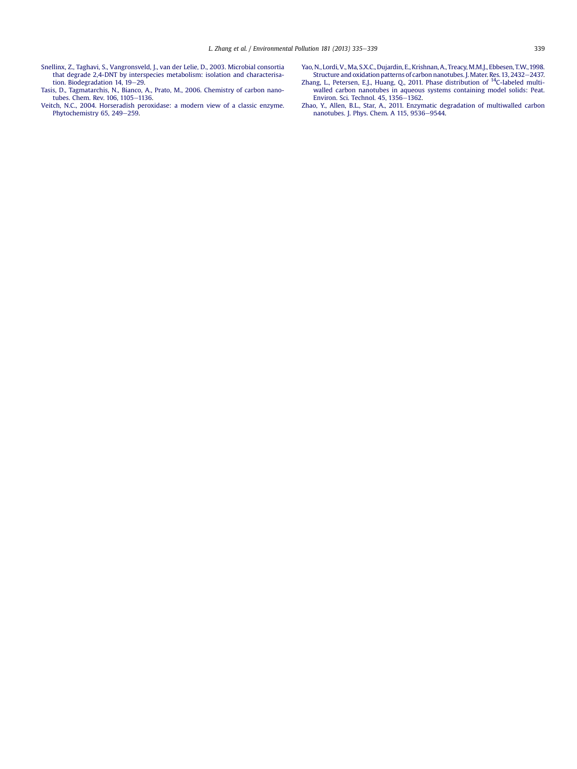Snellinx, Z., Taghavi, S., Vangronsveld, J., van der Lelie, D., 2003. Microbial consortia that degrade 2,4-DNT by interspecies metabolism: isolation and characterisation. Biodegradation 14, 19–29.

Tasis, D., Tagmatarchis, N., Bianco, A., Prato, M., 2006. Chemistry of carbon nanotubes. Chem. Rev. 106, 1105–1136.

Veitch, N.C., 2004. Horseradish peroxidase: a modern view of a classic enzyme. Phytochemistry 65, 249–259.

Yao, N., Lordi, V., Ma, S.X.C., Dujardin, E., Krishnan, A., Treacy, M.M.J., Ebbesen, T.W., 1998. Structure and oxidation patterns of carbon nanotubes. J. Mater. Res. 13, 2432–2437.

Zhang, L., Petersen, E.J., Huang, Q., 2011. Phase distribution of $^{14}$C-labeled multiwalled carbon nanotubes in aqueous systems containing model solids: Peat. Environ. Sci. Technol. 45, 1356–1362.

Zhao, Y., Allen, B.L., Star, A., 2011. Enzymatic degradation of multiwalled carbon nanotubes. J. Phys. Chem. A 115, 9536–9544.